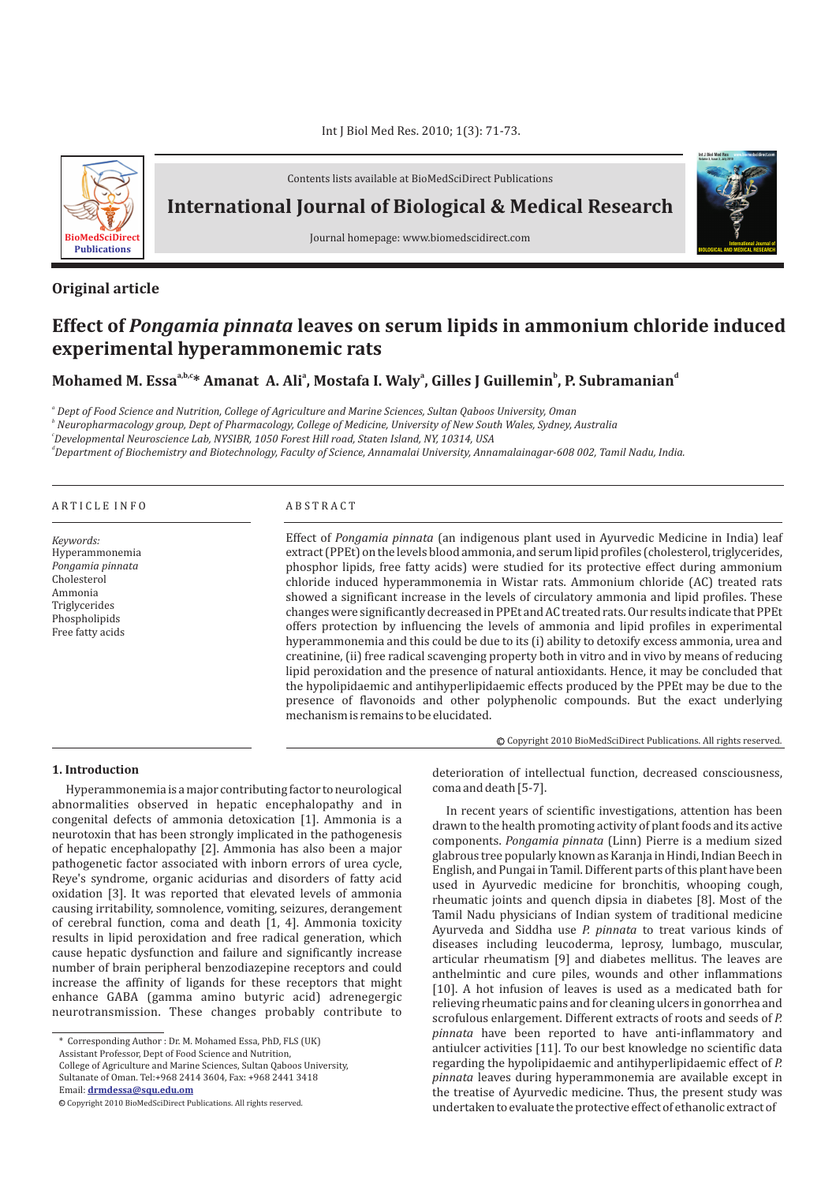Contents lists available at BioMedSciDirect Publications

**International Journal of Biological & Medical Research**

Journal homepage: www.biomedscidirect.com

## Original article

# Effect of *Pongamia pinnata* leaves on serum lipids in ammonium chloride induced experimental hyperammonemic rats

**Mohamed M. Essa[a,b,c]\* Amanat A. Ali[a], Mostafa I. Waly[a], Gilles J Guillemin[b], P. Subramanian[d]**

[a] *Dept of Food Science and Nutrition, College of Agriculture and Marine Sciences, Sultan Qaboos University, Oman*
[b] *Neuropharmacology group, Dept of Pharmacology, College of Medicine, University of New South Wales, Sydney, Australia*
[c] *Developmental Neuroscience Lab, NYSIBR, 1050 Forest Hill road, Staten Island, NY, 10314, USA*
[d] *Department of Biochemistry and Biotechnology, Faculty of Science, Annamalai University, Annamalainagar-608 002, Tamil Nadu, India.*

ARTICLE INFO

*Keywords:*
Hyperammonemia
*Pongamia pinnata*
Cholesterol
Ammonia
Triglycerides
Phospholipids
Free fatty acids

ABSTRACT

Effect of *Pongamia pinnata* (an indigenous plant used in Ayurvedic Medicine in India) leaf extract (PPEt) on the levels blood ammonia, and serum lipid profiles (cholesterol, triglycerides, phosphor lipids, free fatty acids) were studied for its protective effect during ammonium chloride induced hyperammonemia in Wistar rats. Ammonium chloride (AC) treated rats showed a significant increase in the levels of circulatory ammonia and lipid profiles. These changes were significantly decreased in PPEt and AC treated rats. Our results indicate that PPEt offers protection by influencing the levels of ammonia and lipid profiles in experimental hyperammonemia and this could be due to its (i) ability to detoxify excess ammonia, urea and creatinine, (ii) free radical scavenging property both in vitro and in vivo by means of reducing lipid peroxidation and the presence of natural antioxidants. Hence, it may be concluded that the hypolipidaemic and antihyperlipidaemic effects produced by the PPEt may be due to the presence of flavonoids and other polyphenolic compounds. But the exact underlying mechanism is remains to be elucidated.

© Copyright 2010 BioMedSciDirect Publications. All rights reserved.

## 1. Introduction

Hyperammonemia is a major contributing factor to neurological abnormalities observed in hepatic encephalopathy and in congenital defects of ammonia detoxication [1]. Ammonia is a neurotoxin that has been strongly implicated in the pathogenesis of hepatic encephalopathy [2]. Ammonia has also been a major pathogenetic factor associated with inborn errors of urea cycle, Reye's syndrome, organic acidurias and disorders of fatty acid oxidation [3]. It was reported that elevated levels of ammonia causing irritability, somnolence, vomiting, seizures, derangement of cerebral function, coma and death [1, 4]. Ammonia toxicity results in lipid peroxidation and free radical generation, which cause hepatic dysfunction and failure and significantly increase number of brain peripheral benzodiazepine receptors and could increase the affinity of ligands for these receptors that might enhance GABA (gamma amino butyric acid) adrenegergic neurotransmission. These changes probably contribute to deterioration of intellectual function, decreased consciousness, coma and death [5-7].

In recent years of scientific investigations, attention has been drawn to the health promoting activity of plant foods and its active components. *Pongamia pinnata* (Linn) Pierre is a medium sized glabrous tree popularly known as Karanja in Hindi, Indian Beech in English, and Pungai in Tamil. Different parts of this plant have been used in Ayurvedic medicine for bronchitis, whooping cough, rheumatic joints and quench dipsia in diabetes [8]. Most of the Tamil Nadu physicians of Indian system of traditional medicine Ayurveda and Siddha use *P. pinnata* to treat various kinds of diseases including leucoderma, leprosy, lumbago, muscular, articular rheumatism [9] and diabetes mellitus. The leaves are anthelmintic and cure piles, wounds and other inflammations [10]. A hot infusion of leaves is used as a medicated bath for relieving rheumatic pains and for cleaning ulcers in gonorrhea and scrofulous enlargement. Different extracts of roots and seeds of *P. pinnata* have been reported to have anti-inflammatory and antiulcer activities [11]. To our best knowledge no scientific data regarding the hypolipidaemic and antihyperlipidaemic effect of *P. pinnata* leaves during hyperammonemia are available except in the treatise of Ayurvedic medicine. Thus, the present study was undertaken to evaluate the protective effect of ethanolic extract of

\* Corresponding Author : Dr. M. Mohamed Essa, PhD, FLS (UK)
Assistant Professor, Dept of Food Science and Nutrition,
College of Agriculture and Marine Sciences, Sultan Qaboos University,
Sultanate of Oman. Tel:+968 2414 3604, Fax: +968 2441 3418
Email: **drmdessa@squ.edu.om**

© Copyright 2010 BioMedSciDirect Publications. All rights reserved.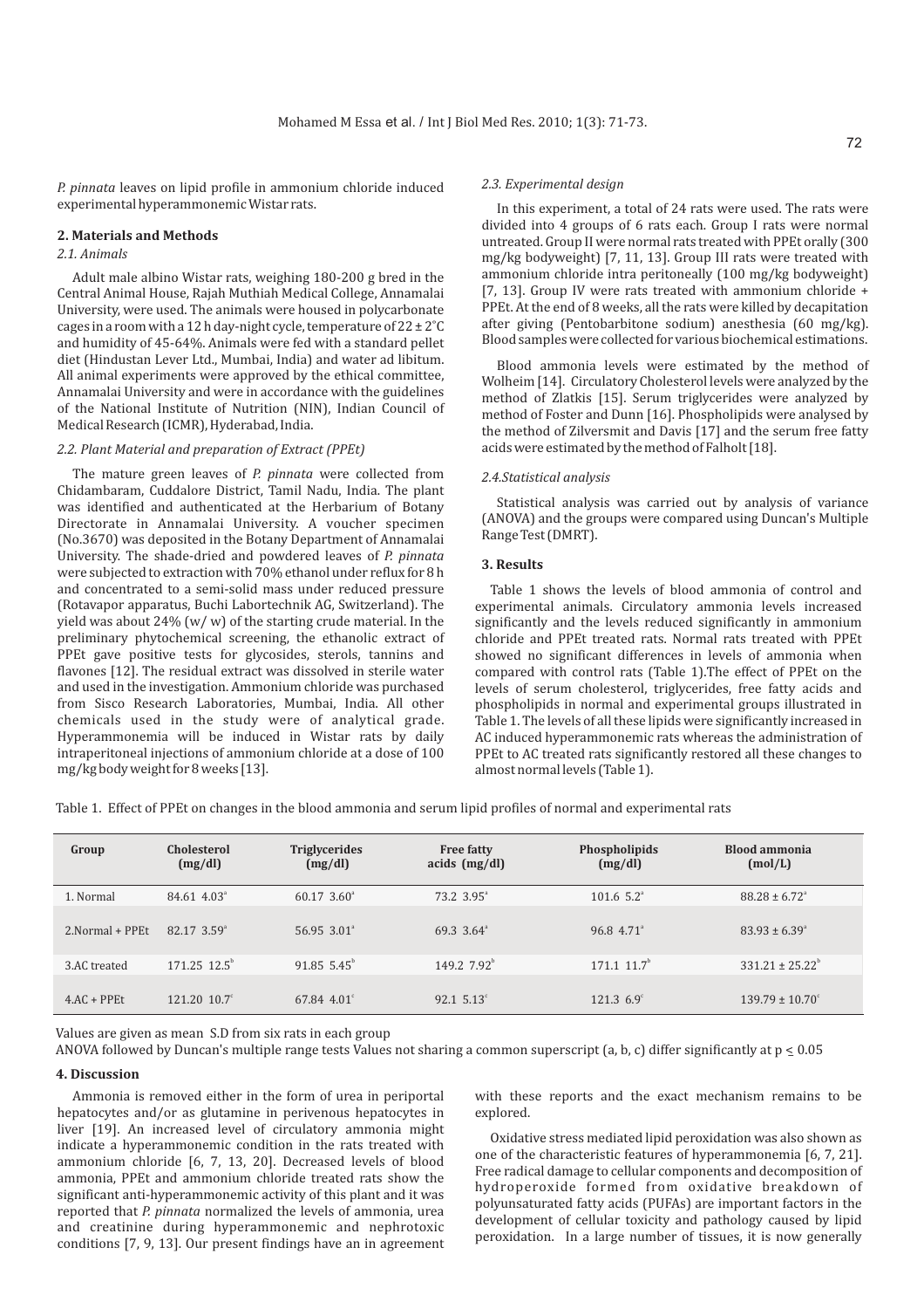*P. pinnata* leaves on lipid profile in ammonium chloride induced experimental hyperammonemic Wistar rats.

## 2. Materials and Methods

### 2.1. Animals

Adult male albino Wistar rats, weighing 180-200 g bred in the Central Animal House, Rajah Muthiah Medical College, Annamalai University, were used. The animals were housed in polycarbonate cages in a room with a 12 h day-night cycle, temperature of 22 ± 2°C and humidity of 45-64%. Animals were fed with a standard pellet diet (Hindustan Lever Ltd., Mumbai, India) and water ad libitum. All animal experiments were approved by the ethical committee, Annamalai University and were in accordance with the guidelines of the National Institute of Nutrition (NIN), Indian Council of Medical Research (ICMR), Hyderabad, India.

### 2.2. Plant Material and preparation of Extract (PPEt)

The mature green leaves of *P. pinnata* were collected from Chidambaram, Cuddalore District, Tamil Nadu, India. The plant was identified and authenticated at the Herbarium of Botany Directorate in Annamalai University. A voucher specimen (No.3670) was deposited in the Botany Department of Annamalai University. The shade-dried and powdered leaves of *P. pinnata* were subjected to extraction with 70% ethanol under reflux for 8 h and concentrated to a semi-solid mass under reduced pressure (Rotavapor apparatus, Buchi Labortechnik AG, Switzerland). The yield was about 24% (w/ w) of the starting crude material. In the preliminary phytochemical screening, the ethanolic extract of PPEt gave positive tests for glycosides, sterols, tannins and flavones [12]. The residual extract was dissolved in sterile water and used in the investigation. Ammonium chloride was purchased from Sisco Research Laboratories, Mumbai, India. All other chemicals used in the study were of analytical grade. Hyperammonemia will be induced in Wistar rats by daily intraperitoneal injections of ammonium chloride at a dose of 100 mg/kg body weight for 8 weeks [13].

### 2.3. Experimental design

In this experiment, a total of 24 rats were used. The rats were divided into 4 groups of 6 rats each. Group I rats were normal untreated. Group II were normal rats treated with PPEt orally (300 mg/kg bodyweight) [7, 11, 13]. Group III rats were treated with ammonium chloride intra peritoneally (100 mg/kg bodyweight) [7, 13]. Group IV were rats treated with ammonium chloride + PPEt. At the end of 8 weeks, all the rats were killed by decapitation after giving (Pentobarbitone sodium) anesthesia (60 mg/kg). Blood samples were collected for various biochemical estimations.

Blood ammonia levels were estimated by the method of Wolheim [14]. Circulatory Cholesterol levels were analyzed by the method of Zlatkis [15]. Serum triglycerides were analyzed by method of Foster and Dunn [16]. Phospholipids were analysed by the method of Zilversmit and Davis [17] and the serum free fatty acids were estimated by the method of Falholt [18].

### 2.4.Statistical analysis

Statistical analysis was carried out by analysis of variance (ANOVA) and the groups were compared using Duncan's Multiple Range Test (DMRT).

## 3. Results

Table 1 shows the levels of blood ammonia of control and experimental animals. Circulatory ammonia levels increased significantly and the levels reduced significantly in ammonium chloride and PPEt treated rats. Normal rats treated with PPEt showed no significant differences in levels of ammonia when compared with control rats (Table 1).The effect of PPEt on the levels of serum cholesterol, triglycerides, free fatty acids and phospholipids in normal and experimental groups illustrated in Table 1. The levels of all these lipids were significantly increased in AC induced hyperammonemic rats whereas the administration of PPEt to AC treated rats significantly restored all these changes to almost normal levels (Table 1).

Table 1. Effect of PPEt on changes in the blood ammonia and serum lipid profiles of normal and experimental rats

| Group | Cholesterol (mg/dl) | Triglycerides (mg/dl) | Free fatty acids (mg/dl) | Phospholipids (mg/dl) | Blood ammonia (mol/L) |
|---|---|---|---|---|---|
| 1. Normal | 84.61 4.03[a] | 60.17 3.60[a] | 73.2 3.95[a] | 101.6 5.2[a] | 88.28 ± 6.72[a] |
| 2.Normal + PPEt | 82.17 3.59[a] | 56.95 3.01[a] | 69.3 3.64[a] | 96.8 4.71[a] | 83.93 ± 6.39[a] |
| 3.AC treated | 171.25 12.5[b] | 91.85 5.45[b] | 149.2 7.92[b] | 171.1 11.7[b] | 331.21 ± 25.22[b] |
| 4.AC + PPEt | 121.20 10.7[c] | 67.84 4.01[c] | 92.1 5.13[c] | 121.3 6.9[c] | 139.79 ± 10.70[c] |

Values are given as mean S.D from six rats in each group

ANOVA followed by Duncan's multiple range tests Values not sharing a common superscript (a, b, c) differ significantly at $p \leq 0.05$

## 4. Discussion

Ammonia is removed either in the form of urea in periportal hepatocytes and/or as glutamine in perivenous hepatocytes in liver [19]. An increased level of circulatory ammonia might indicate a hyperammonemic condition in the rats treated with ammonium chloride [6, 7, 13, 20]. Decreased levels of blood ammonia, PPEt and ammonium chloride treated rats show the significant anti-hyperammonemic activity of this plant and it was reported that *P. pinnata* normalized the levels of ammonia, urea and creatinine during hyperammonemic and nephrotoxic conditions [7, 9, 13]. Our present findings have an in agreement with these reports and the exact mechanism remains to be explored.

Oxidative stress mediated lipid peroxidation was also shown as one of the characteristic features of hyperammonemia [6, 7, 21]. Free radical damage to cellular components and decomposition of hydroperoxide formed from oxidative breakdown of polyunsaturated fatty acids (PUFAs) are important factors in the development of cellular toxicity and pathology caused by lipid peroxidation. In a large number of tissues, it is now generally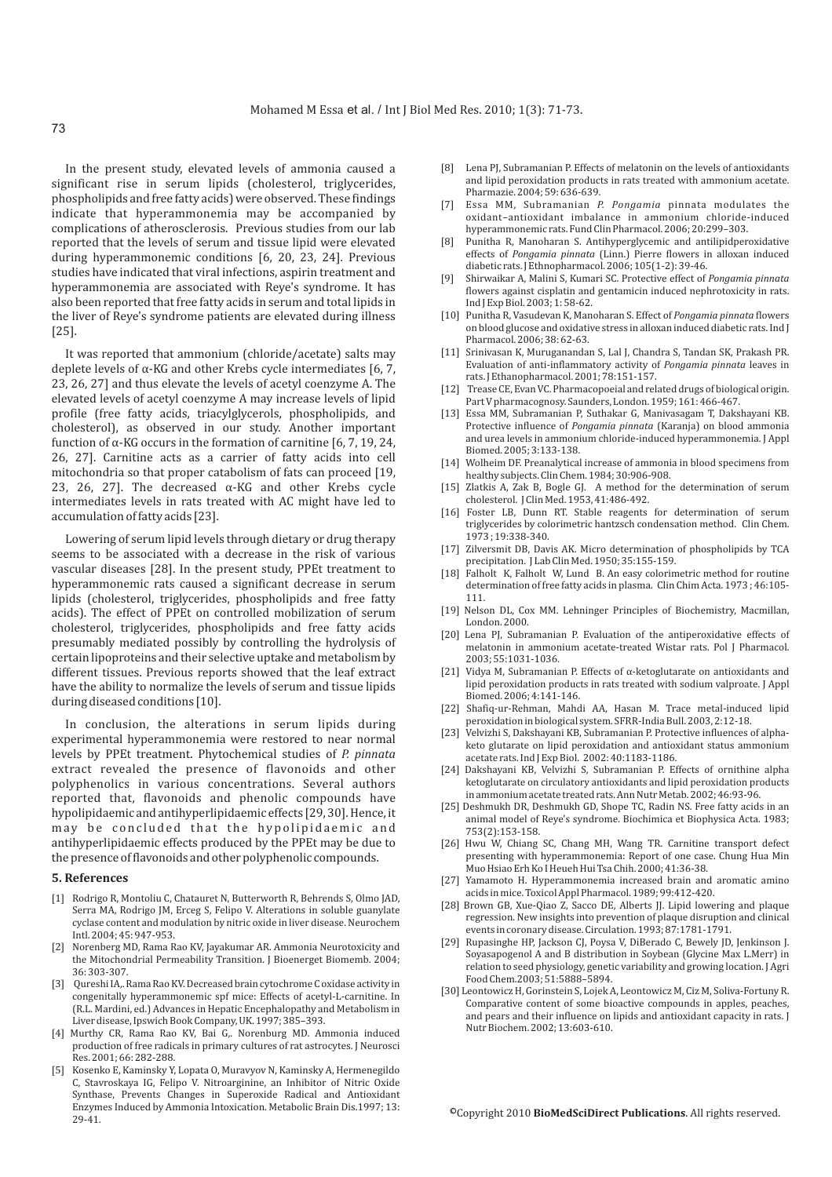In the present study, elevated levels of ammonia caused a significant rise in serum lipids (cholesterol, triglycerides, phospholipids and free fatty acids) were observed. These findings indicate that hyperammonemia may be accompanied by complications of atherosclerosis. Previous studies from our lab reported that the levels of serum and tissue lipid were elevated during hyperammonemic conditions [6, 20, 23, 24]. Previous studies have indicated that viral infections, aspirin treatment and hyperammonemia are associated with Reye's syndrome. It has also been reported that free fatty acids in serum and total lipids in the liver of Reye's syndrome patients are elevated during illness [25].

It was reported that ammonium (chloride/acetate) salts may deplete levels of α-KG and other Krebs cycle intermediates [6, 7, 23, 26, 27] and thus elevate the levels of acetyl coenzyme A. The elevated levels of acetyl coenzyme A may increase levels of lipid profile (free fatty acids, triacylglycerols, phospholipids, and cholesterol), as observed in our study. Another important function of α-KG occurs in the formation of carnitine [6, 7, 19, 24, 26, 27]. Carnitine acts as a carrier of fatty acids into cell mitochondria so that proper catabolism of fats can proceed [19, 23, 26, 27]. The decreased α-KG and other Krebs cycle intermediates levels in rats treated with AC might have led to accumulation of fatty acids [23].

Lowering of serum lipid levels through dietary or drug therapy seems to be associated with a decrease in the risk of various vascular diseases [28]. In the present study, PPEt treatment to hyperammonemic rats caused a significant decrease in serum lipids (cholesterol, triglycerides, phospholipids and free fatty acids). The effect of PPEt on controlled mobilization of serum cholesterol, triglycerides, phospholipids and free fatty acids presumably mediated possibly by controlling the hydrolysis of certain lipoproteins and their selective uptake and metabolism by different tissues. Previous reports showed that the leaf extract have the ability to normalize the levels of serum and tissue lipids during diseased conditions [10].

In conclusion, the alterations in serum lipids during experimental hyperammonemia were restored to near normal levels by PPEt treatment. Phytochemical studies of *P. pinnata* extract revealed the presence of flavonoids and other polyphenolics in various concentrations. Several authors reported that, flavonoids and phenolic compounds have hypolipidaemic and antihyperlipidaemic effects [29, 30]. Hence, it may be concluded that the hypolipidaemic and antihyperlipidaemic effects produced by the PPEt may be due to the presence of flavonoids and other polyphenolic compounds.

## 5. References

[1] Rodrigo R, Montoliu C, Chatauret N, Butterworth R, Behrends S, Olmo JAD, Serra MA, Rodrigo JM, Erceg S, Felipo V. Alterations in soluble guanylate cyclase content and modulation by nitric oxide in liver disease. Neurochem Intl. 2004; 45: 947-953.

[2] Norenberg MD, Rama Rao KV, Jayakumar AR. Ammonia Neurotoxicity and the Mitochondrial Permeability Transition. J Bioenerget Biomemb. 2004; 36: 303-307.

[3] Qureshi IA,. Rama Rao KV. Decreased brain cytochrome C oxidase activity in congenitally hyperammonemic spf mice: Effects of acetyl-L-carnitine. In (R.L. Mardini, ed.) Advances in Hepatic Encephalopathy and Metabolism in Liver disease, Ipswich Book Company, UK. 1997; 385–393.

[4] Murthy CR, Rama Rao KV, Bai G,. Norenburg MD. Ammonia induced production of free radicals in primary cultures of rat astrocytes. J Neurosci Res. 2001; 66: 282-288.

[5] Kosenko E, Kaminsky Y, Lopata O, Muravyov N, Kaminsky A, Hermenegildo C, Stavroskaya IG, Felipo V. Nitroarginine, an Inhibitor of Nitric Oxide Synthase, Prevents Changes in Superoxide Radical and Antioxidant Enzymes Induced by Ammonia Intoxication. Metabolic Brain Dis.1997; 13: 29-41.

[8] Lena PJ, Subramanian P. Effects of melatonin on the levels of antioxidants and lipid peroxidation products in rats treated with ammonium acetate. Pharmazie. 2004; 59: 636-639.

[7] Essa MM, Subramanian *P. Pongamia* pinnata modulates the oxidant–antioxidant imbalance in ammonium chloride-induced hyperammonemic rats. Fund Clin Pharmacol. 2006; 20:299–303.

[8] Punitha R, Manoharan S. Antihyperglycemic and antilipidperoxidative effects of *Pongamia pinnata* (Linn.) Pierre flowers in alloxan induced diabetic rats. J Ethnopharmacol. 2006; 105(1-2): 39-46.

[9] Shirwaikar A, Malini S, Kumari SC. Protective effect of *Pongamia pinnata* flowers against cisplatin and gentamicin induced nephrotoxicity in rats. Ind J Exp Biol. 2003; 1: 58-62.

[10] Punitha R, Vasudevan K, Manoharan S. Effect of *Pongamia pinnata* flowers on blood glucose and oxidative stress in alloxan induced diabetic rats. Ind J Pharmacol. 2006; 38: 62-63.

[11] Srinivasan K, Muruganandan S, Lal J, Chandra S, Tandan SK, Prakash PR. Evaluation of anti-inflammatory activity of *Pongamia pinnata* leaves in rats. J Ethanopharmacol. 2001; 78:151-157.

[12] Trease CE, Evan VC. Pharmacopoeial and related drugs of biological origin. Part V pharmacognosy. Saunders, London. 1959; 161: 466-467.

[13] Essa MM, Subramanian P, Suthakar G, Manivasagam T, Dakshayani KB. Protective influence of *Pongamia pinnata* (Karanja) on blood ammonia and urea levels in ammonium chloride-induced hyperammonemia. J Appl Biomed. 2005; 3:133-138.

[14] Wolheim DF. Preanalytical increase of ammonia in blood specimens from healthy subjects. Clin Chem. 1984; 30:906-908.

[15] Zlatkis A, Zak B, Bogle GJ. A method for the determination of serum cholesterol. J Clin Med. 1953, 41:486-492.

[16] Foster LB, Dunn RT. Stable reagents for determination of serum triglycerides by colorimetric hantzsch condensation method. Clin Chem. 1973 ; 19:338-340.

[17] Zilversmit DB, Davis AK. Micro determination of phospholipids by TCA precipitation. J Lab Clin Med. 1950; 35:155-159.

[18] Falholt K, Falholt W, Lund B. An easy colorimetric method for routine determination of free fatty acids in plasma. Clin Chim Acta. 1973 ; 46:105-111.

[19] Nelson DL, Cox MM. Lehninger Principles of Biochemistry, Macmillan, London. 2000.

[20] Lena PJ, Subramanian P. Evaluation of the antiperoxidative effects of melatonin in ammonium acetate-treated Wistar rats. Pol J Pharmacol. 2003; 55:1031-1036.

[21] Vidya M, Subramanian P. Effects of α-ketoglutarate on antioxidants and lipid peroxidation products in rats treated with sodium valproate. J Appl Biomed. 2006; 4:141-146.

[22] Shafiq-ur-Rehman, Mahdi AA, Hasan M. Trace metal-induced lipid peroxidation in biological system. SFRR-India Bull. 2003, 2:12-18.

[23] Velvizhi S, Dakshayani KB, Subramanian P. Protective influences of alpha-keto glutarate on lipid peroxidation and antioxidant status ammonium acetate rats. Ind J Exp Biol. 2002: 40:1183-1186.

[24] Dakshayani KB, Velvizhi S, Subramanian P. Effects of ornithine alpha ketoglutarate on circulatory antioxidants and lipid peroxidation products in ammonium acetate treated rats. Ann Nutr Metab. 2002; 46:93-96.

[25] Deshmukh DR, Deshmukh GD, Shope TC, Radin NS. Free fatty acids in an animal model of Reye's syndrome. Biochimica et Biophysica Acta. 1983; 753(2):153-158.

[26] Hwu W, Chiang SC, Chang MH, Wang TR. Carnitine transport defect presenting with hyperammonemia: Report of one case. Chung Hua Min Muo Hsiao Erh Ko I Heueh Hui Tsa Chih. 2000; 41:36-38.

[27] Yamamoto H. Hyperammonemia increased brain and aromatic amino acids in mice. Toxicol Appl Pharmacol. 1989; 99:412-420.

[28] Brown GB, Xue-Qiao Z, Sacco DE, Alberts JJ. Lipid lowering and plaque regression. New insights into prevention of plaque disruption and clinical events in coronary disease. Circulation. 1993; 87:1781-1791.

[29] Rupasinghe HP, Jackson CJ, Poysa V, DiBerado C, Bewely JD, Jenkinson J. Soyasapogenol A and B distribution in Soybean (Glycine Max L.Merr) in relation to seed physiology, genetic variability and growing location. J Agri Food Chem.2003; 51:5888–5894.

[30] Leontowicz H, Gorinstein S, Lojek A, Leontowicz M, Ciz M, Soliva-Fortuny R. Comparative content of some bioactive compounds in apples, peaches, and pears and their influence on lipids and antioxidant capacity in rats. J Nutr Biochem. 2002; 13:603-610.

©Copyright 2010 **BioMedSciDirect Publications**. All rights reserved.